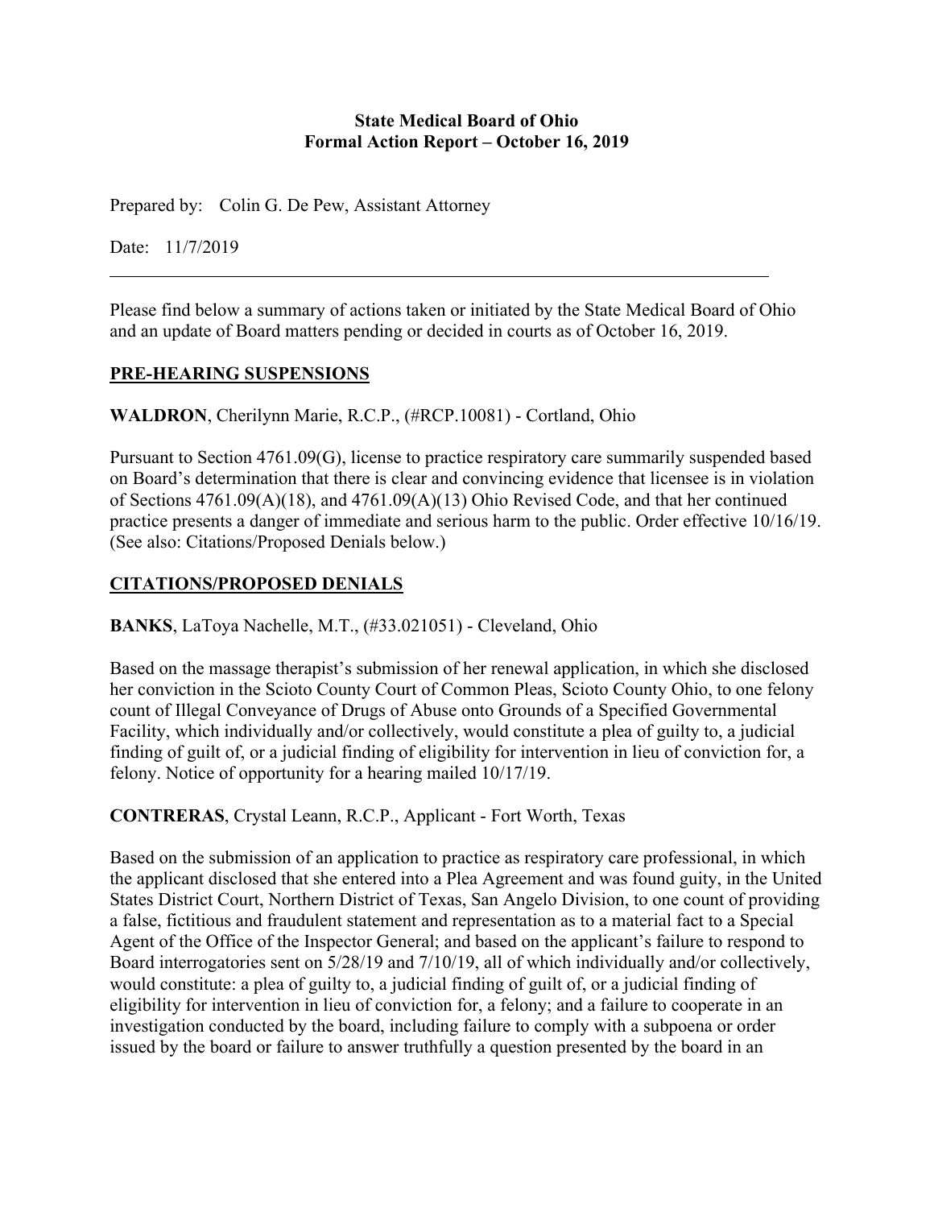**State Medical Board of Ohio**
**Formal Action Report – October 16, 2019**

Prepared by: Colin G. De Pew, Assistant Attorney

Date: 11/7/2019

---

Please find below a summary of actions taken or initiated by the State Medical Board of Ohio and an update of Board matters pending or decided in courts as of October 16, 2019.

## PRE-HEARING SUSPENSIONS

**WALDRON**, Cherilynn Marie, R.C.P., (#RCP.10081) - Cortland, Ohio

Pursuant to Section 4761.09(G), license to practice respiratory care summarily suspended based on Board's determination that there is clear and convincing evidence that licensee is in violation of Sections 4761.09(A)(18), and 4761.09(A)(13) Ohio Revised Code, and that her continued practice presents a danger of immediate and serious harm to the public. Order effective 10/16/19. (See also: Citations/Proposed Denials below.)

## CITATIONS/PROPOSED DENIALS

**BANKS**, LaToya Nachelle, M.T., (#33.021051) - Cleveland, Ohio

Based on the massage therapist's submission of her renewal application, in which she disclosed her conviction in the Scioto County Court of Common Pleas, Scioto County Ohio, to one felony count of Illegal Conveyance of Drugs of Abuse onto Grounds of a Specified Governmental Facility, which individually and/or collectively, would constitute a plea of guilty to, a judicial finding of guilt of, or a judicial finding of eligibility for intervention in lieu of conviction for, a felony. Notice of opportunity for a hearing mailed 10/17/19.

**CONTRERAS**, Crystal Leann, R.C.P., Applicant - Fort Worth, Texas

Based on the submission of an application to practice as respiratory care professional, in which the applicant disclosed that she entered into a Plea Agreement and was found guity, in the United States District Court, Northern District of Texas, San Angelo Division, to one count of providing a false, fictitious and fraudulent statement and representation as to a material fact to a Special Agent of the Office of the Inspector General; and based on the applicant's failure to respond to Board interrogatories sent on 5/28/19 and 7/10/19, all of which individually and/or collectively, would constitute: a plea of guilty to, a judicial finding of guilt of, or a judicial finding of eligibility for intervention in lieu of conviction for, a felony; and a failure to cooperate in an investigation conducted by the board, including failure to comply with a subpoena or order issued by the board or failure to answer truthfully a question presented by the board in an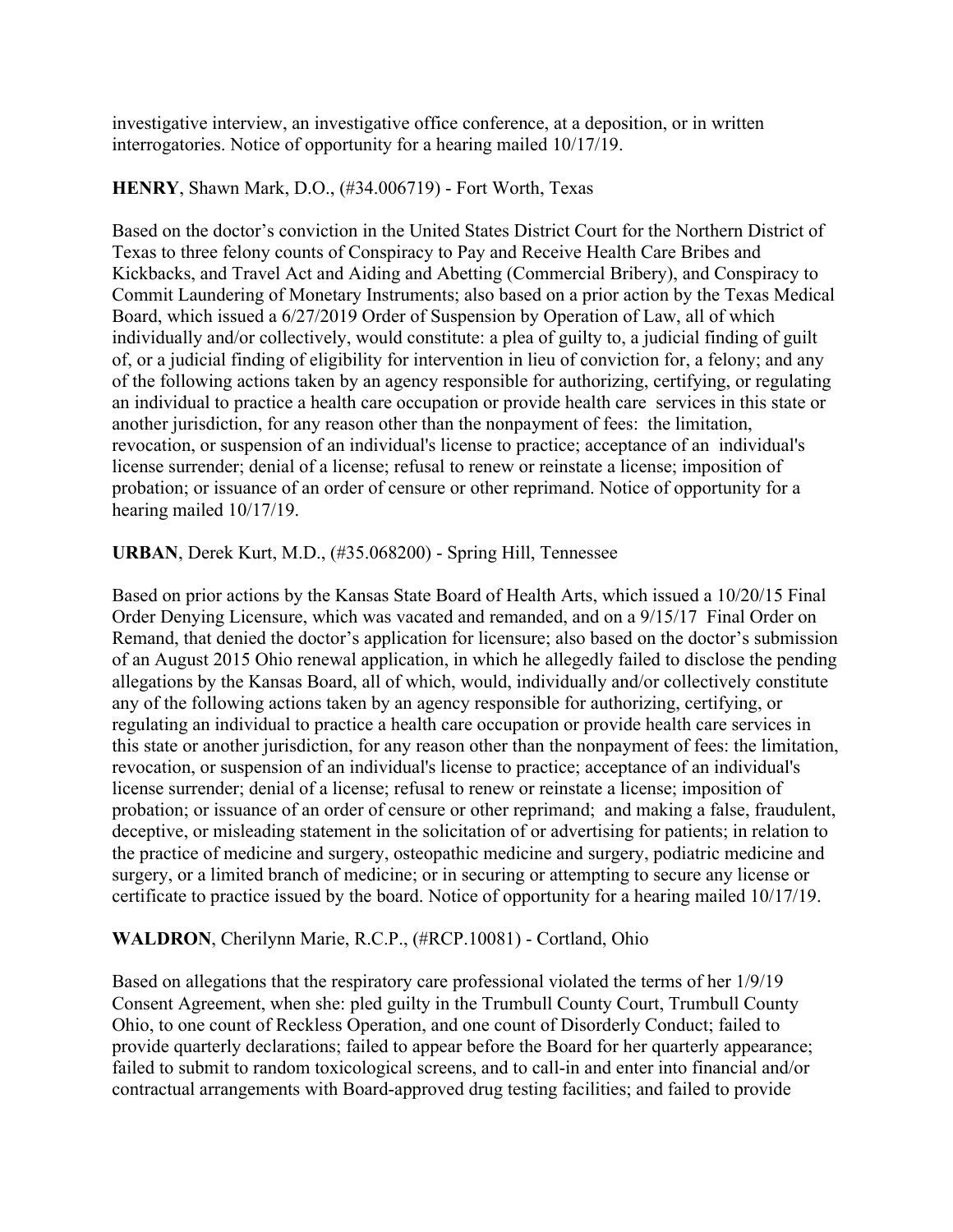investigative interview, an investigative office conference, at a deposition, or in written interrogatories. Notice of opportunity for a hearing mailed 10/17/19.

**HENRY**, Shawn Mark, D.O., (#34.006719) - Fort Worth, Texas

Based on the doctor's conviction in the United States District Court for the Northern District of Texas to three felony counts of Conspiracy to Pay and Receive Health Care Bribes and Kickbacks, and Travel Act and Aiding and Abetting (Commercial Bribery), and Conspiracy to Commit Laundering of Monetary Instruments; also based on a prior action by the Texas Medical Board, which issued a 6/27/2019 Order of Suspension by Operation of Law, all of which individually and/or collectively, would constitute: a plea of guilty to, a judicial finding of guilt of, or a judicial finding of eligibility for intervention in lieu of conviction for, a felony; and any of the following actions taken by an agency responsible for authorizing, certifying, or regulating an individual to practice a health care occupation or provide health care services in this state or another jurisdiction, for any reason other than the nonpayment of fees: the limitation, revocation, or suspension of an individual's license to practice; acceptance of an individual's license surrender; denial of a license; refusal to renew or reinstate a license; imposition of probation; or issuance of an order of censure or other reprimand. Notice of opportunity for a hearing mailed 10/17/19.

**URBAN**, Derek Kurt, M.D., (#35.068200) - Spring Hill, Tennessee

Based on prior actions by the Kansas State Board of Health Arts, which issued a 10/20/15 Final Order Denying Licensure, which was vacated and remanded, and on a 9/15/17 Final Order on Remand, that denied the doctor's application for licensure; also based on the doctor's submission of an August 2015 Ohio renewal application, in which he allegedly failed to disclose the pending allegations by the Kansas Board, all of which, would, individually and/or collectively constitute any of the following actions taken by an agency responsible for authorizing, certifying, or regulating an individual to practice a health care occupation or provide health care services in this state or another jurisdiction, for any reason other than the nonpayment of fees: the limitation, revocation, or suspension of an individual's license to practice; acceptance of an individual's license surrender; denial of a license; refusal to renew or reinstate a license; imposition of probation; or issuance of an order of censure or other reprimand; and making a false, fraudulent, deceptive, or misleading statement in the solicitation of or advertising for patients; in relation to the practice of medicine and surgery, osteopathic medicine and surgery, podiatric medicine and surgery, or a limited branch of medicine; or in securing or attempting to secure any license or certificate to practice issued by the board. Notice of opportunity for a hearing mailed 10/17/19.

**WALDRON**, Cherilynn Marie, R.C.P., (#RCP.10081) - Cortland, Ohio

Based on allegations that the respiratory care professional violated the terms of her 1/9/19 Consent Agreement, when she: pled guilty in the Trumbull County Court, Trumbull County Ohio, to one count of Reckless Operation, and one count of Disorderly Conduct; failed to provide quarterly declarations; failed to appear before the Board for her quarterly appearance; failed to submit to random toxicological screens, and to call-in and enter into financial and/or contractual arrangements with Board-approved drug testing facilities; and failed to provide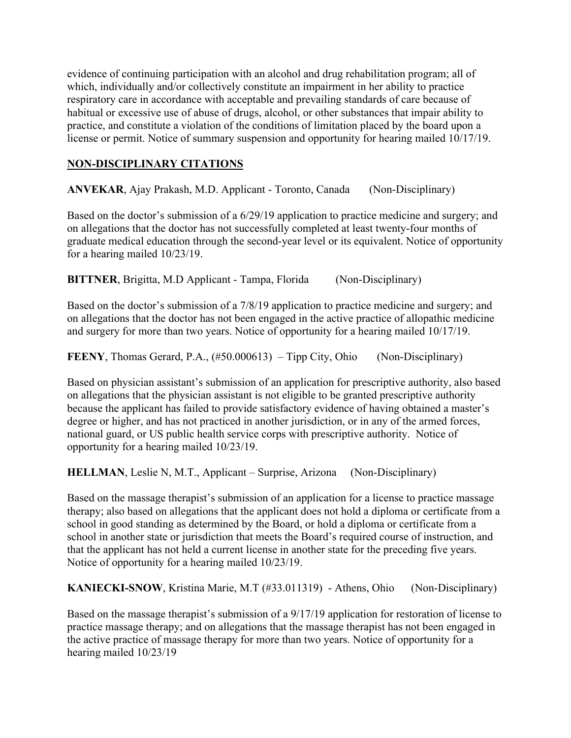evidence of continuing participation with an alcohol and drug rehabilitation program; all of which, individually and/or collectively constitute an impairment in her ability to practice respiratory care in accordance with acceptable and prevailing standards of care because of habitual or excessive use of abuse of drugs, alcohol, or other substances that impair ability to practice, and constitute a violation of the conditions of limitation placed by the board upon a license or permit. Notice of summary suspension and opportunity for hearing mailed 10/17/19.

## NON-DISCIPLINARY CITATIONS

**ANVEKAR**, Ajay Prakash, M.D. Applicant - Toronto, Canada (Non-Disciplinary)

Based on the doctor's submission of a 6/29/19 application to practice medicine and surgery; and on allegations that the doctor has not successfully completed at least twenty-four months of graduate medical education through the second-year level or its equivalent. Notice of opportunity for a hearing mailed 10/23/19.

**BITTNER**, Brigitta, M.D Applicant - Tampa, Florida (Non-Disciplinary)

Based on the doctor's submission of a 7/8/19 application to practice medicine and surgery; and on allegations that the doctor has not been engaged in the active practice of allopathic medicine and surgery for more than two years. Notice of opportunity for a hearing mailed 10/17/19.

**FEENY**, Thomas Gerard, P.A., (#50.000613) – Tipp City, Ohio (Non-Disciplinary)

Based on physician assistant's submission of an application for prescriptive authority, also based on allegations that the physician assistant is not eligible to be granted prescriptive authority because the applicant has failed to provide satisfactory evidence of having obtained a master's degree or higher, and has not practiced in another jurisdiction, or in any of the armed forces, national guard, or US public health service corps with prescriptive authority. Notice of opportunity for a hearing mailed 10/23/19.

**HELLMAN**, Leslie N, M.T., Applicant – Surprise, Arizona (Non-Disciplinary)

Based on the massage therapist's submission of an application for a license to practice massage therapy; also based on allegations that the applicant does not hold a diploma or certificate from a school in good standing as determined by the Board, or hold a diploma or certificate from a school in another state or jurisdiction that meets the Board's required course of instruction, and that the applicant has not held a current license in another state for the preceding five years. Notice of opportunity for a hearing mailed 10/23/19.

**KANIECKI-SNOW**, Kristina Marie, M.T (#33.011319) - Athens, Ohio (Non-Disciplinary)

Based on the massage therapist's submission of a 9/17/19 application for restoration of license to practice massage therapy; and on allegations that the massage therapist has not been engaged in the active practice of massage therapy for more than two years. Notice of opportunity for a hearing mailed 10/23/19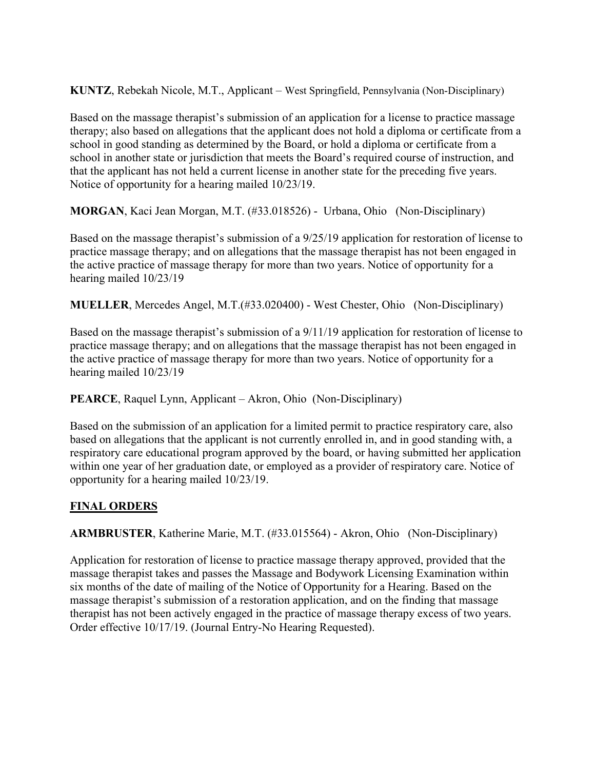**KUNTZ**, Rebekah Nicole, M.T., Applicant – West Springfield, Pennsylvania (Non-Disciplinary)

Based on the massage therapist's submission of an application for a license to practice massage therapy; also based on allegations that the applicant does not hold a diploma or certificate from a school in good standing as determined by the Board, or hold a diploma or certificate from a school in another state or jurisdiction that meets the Board's required course of instruction, and that the applicant has not held a current license in another state for the preceding five years. Notice of opportunity for a hearing mailed 10/23/19.

**MORGAN**, Kaci Jean Morgan, M.T. (#33.018526) - Urbana, Ohio (Non-Disciplinary)

Based on the massage therapist's submission of a 9/25/19 application for restoration of license to practice massage therapy; and on allegations that the massage therapist has not been engaged in the active practice of massage therapy for more than two years. Notice of opportunity for a hearing mailed 10/23/19

**MUELLER**, Mercedes Angel, M.T.(#33.020400) - West Chester, Ohio (Non-Disciplinary)

Based on the massage therapist's submission of a 9/11/19 application for restoration of license to practice massage therapy; and on allegations that the massage therapist has not been engaged in the active practice of massage therapy for more than two years. Notice of opportunity for a hearing mailed 10/23/19

**PEARCE**, Raquel Lynn, Applicant – Akron, Ohio (Non-Disciplinary)

Based on the submission of an application for a limited permit to practice respiratory care, also based on allegations that the applicant is not currently enrolled in, and in good standing with, a respiratory care educational program approved by the board, or having submitted her application within one year of her graduation date, or employed as a provider of respiratory care. Notice of opportunity for a hearing mailed 10/23/19.

## FINAL ORDERS

**ARMBRUSTER**, Katherine Marie, M.T. (#33.015564) - Akron, Ohio (Non-Disciplinary)

Application for restoration of license to practice massage therapy approved, provided that the massage therapist takes and passes the Massage and Bodywork Licensing Examination within six months of the date of mailing of the Notice of Opportunity for a Hearing. Based on the massage therapist's submission of a restoration application, and on the finding that massage therapist has not been actively engaged in the practice of massage therapy excess of two years. Order effective 10/17/19. (Journal Entry-No Hearing Requested).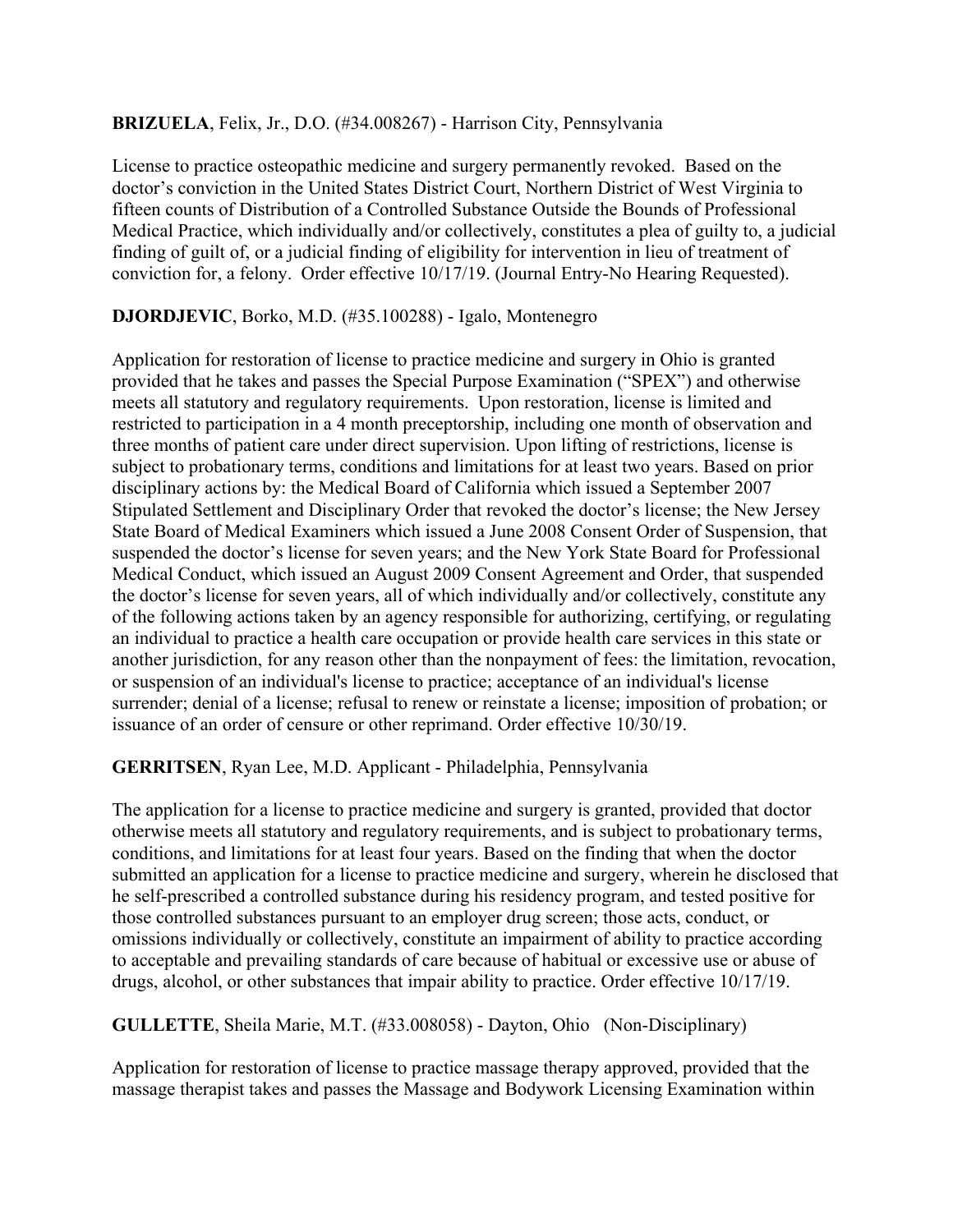**BRIZUELA**, Felix, Jr., D.O. (#34.008267) - Harrison City, Pennsylvania

License to practice osteopathic medicine and surgery permanently revoked. Based on the doctor's conviction in the United States District Court, Northern District of West Virginia to fifteen counts of Distribution of a Controlled Substance Outside the Bounds of Professional Medical Practice, which individually and/or collectively, constitutes a plea of guilty to, a judicial finding of guilt of, or a judicial finding of eligibility for intervention in lieu of treatment of conviction for, a felony. Order effective 10/17/19. (Journal Entry-No Hearing Requested).

**DJORDJEVIC**, Borko, M.D. (#35.100288) - Igalo, Montenegro

Application for restoration of license to practice medicine and surgery in Ohio is granted provided that he takes and passes the Special Purpose Examination ("SPEX") and otherwise meets all statutory and regulatory requirements. Upon restoration, license is limited and restricted to participation in a 4 month preceptorship, including one month of observation and three months of patient care under direct supervision. Upon lifting of restrictions, license is subject to probationary terms, conditions and limitations for at least two years. Based on prior disciplinary actions by: the Medical Board of California which issued a September 2007 Stipulated Settlement and Disciplinary Order that revoked the doctor's license; the New Jersey State Board of Medical Examiners which issued a June 2008 Consent Order of Suspension, that suspended the doctor's license for seven years; and the New York State Board for Professional Medical Conduct, which issued an August 2009 Consent Agreement and Order, that suspended the doctor's license for seven years, all of which individually and/or collectively, constitute any of the following actions taken by an agency responsible for authorizing, certifying, or regulating an individual to practice a health care occupation or provide health care services in this state or another jurisdiction, for any reason other than the nonpayment of fees: the limitation, revocation, or suspension of an individual's license to practice; acceptance of an individual's license surrender; denial of a license; refusal to renew or reinstate a license; imposition of probation; or issuance of an order of censure or other reprimand. Order effective 10/30/19.

**GERRITSEN**, Ryan Lee, M.D. Applicant - Philadelphia, Pennsylvania

The application for a license to practice medicine and surgery is granted, provided that doctor otherwise meets all statutory and regulatory requirements, and is subject to probationary terms, conditions, and limitations for at least four years. Based on the finding that when the doctor submitted an application for a license to practice medicine and surgery, wherein he disclosed that he self-prescribed a controlled substance during his residency program, and tested positive for those controlled substances pursuant to an employer drug screen; those acts, conduct, or omissions individually or collectively, constitute an impairment of ability to practice according to acceptable and prevailing standards of care because of habitual or excessive use or abuse of drugs, alcohol, or other substances that impair ability to practice. Order effective 10/17/19.

**GULLETTE**, Sheila Marie, M.T. (#33.008058) - Dayton, Ohio (Non-Disciplinary)

Application for restoration of license to practice massage therapy approved, provided that the massage therapist takes and passes the Massage and Bodywork Licensing Examination within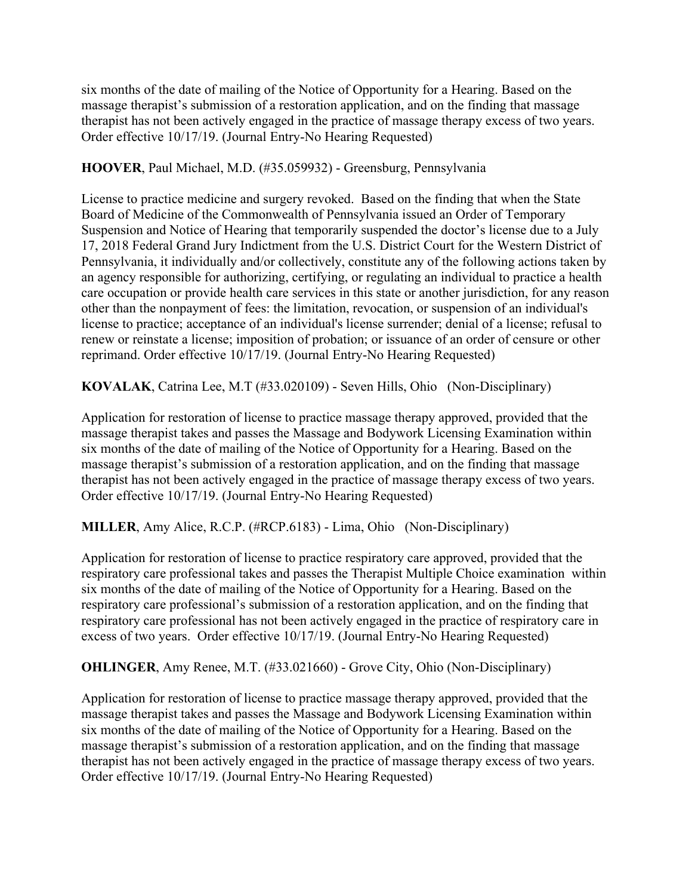six months of the date of mailing of the Notice of Opportunity for a Hearing. Based on the massage therapist's submission of a restoration application, and on the finding that massage therapist has not been actively engaged in the practice of massage therapy excess of two years. Order effective 10/17/19. (Journal Entry-No Hearing Requested)

**HOOVER**, Paul Michael, M.D. (#35.059932) - Greensburg, Pennsylvania

License to practice medicine and surgery revoked. Based on the finding that when the State Board of Medicine of the Commonwealth of Pennsylvania issued an Order of Temporary Suspension and Notice of Hearing that temporarily suspended the doctor's license due to a July 17, 2018 Federal Grand Jury Indictment from the U.S. District Court for the Western District of Pennsylvania, it individually and/or collectively, constitute any of the following actions taken by an agency responsible for authorizing, certifying, or regulating an individual to practice a health care occupation or provide health care services in this state or another jurisdiction, for any reason other than the nonpayment of fees: the limitation, revocation, or suspension of an individual's license to practice; acceptance of an individual's license surrender; denial of a license; refusal to renew or reinstate a license; imposition of probation; or issuance of an order of censure or other reprimand. Order effective 10/17/19. (Journal Entry-No Hearing Requested)

**KOVALAK**, Catrina Lee, M.T (#33.020109) - Seven Hills, Ohio (Non-Disciplinary)

Application for restoration of license to practice massage therapy approved, provided that the massage therapist takes and passes the Massage and Bodywork Licensing Examination within six months of the date of mailing of the Notice of Opportunity for a Hearing. Based on the massage therapist's submission of a restoration application, and on the finding that massage therapist has not been actively engaged in the practice of massage therapy excess of two years. Order effective 10/17/19. (Journal Entry-No Hearing Requested)

**MILLER**, Amy Alice, R.C.P. (#RCP.6183) - Lima, Ohio (Non-Disciplinary)

Application for restoration of license to practice respiratory care approved, provided that the respiratory care professional takes and passes the Therapist Multiple Choice examination within six months of the date of mailing of the Notice of Opportunity for a Hearing. Based on the respiratory care professional's submission of a restoration application, and on the finding that respiratory care professional has not been actively engaged in the practice of respiratory care in excess of two years. Order effective 10/17/19. (Journal Entry-No Hearing Requested)

**OHLINGER**, Amy Renee, M.T. (#33.021660) - Grove City, Ohio (Non-Disciplinary)

Application for restoration of license to practice massage therapy approved, provided that the massage therapist takes and passes the Massage and Bodywork Licensing Examination within six months of the date of mailing of the Notice of Opportunity for a Hearing. Based on the massage therapist's submission of a restoration application, and on the finding that massage therapist has not been actively engaged in the practice of massage therapy excess of two years. Order effective 10/17/19. (Journal Entry-No Hearing Requested)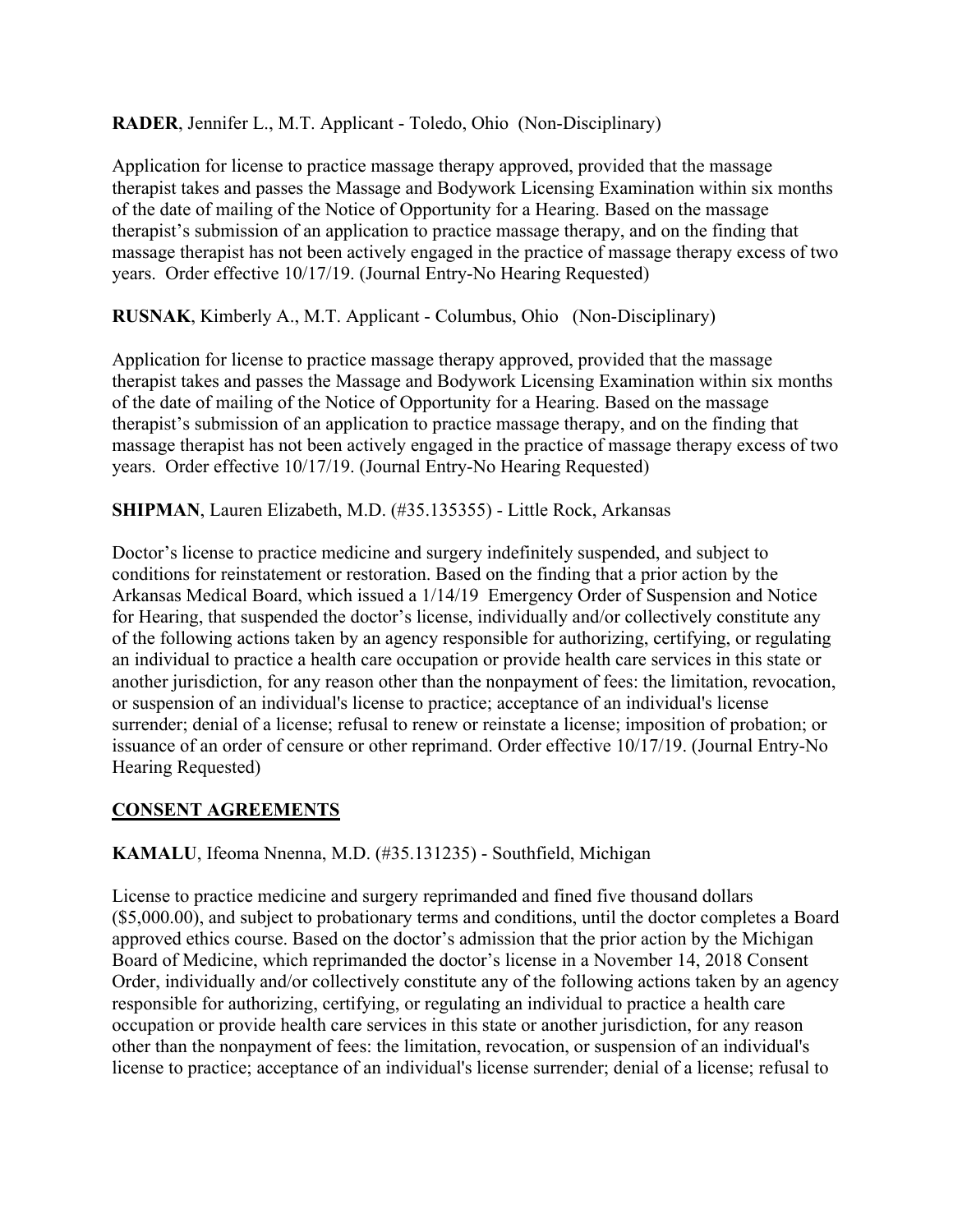**RADER**, Jennifer L., M.T. Applicant - Toledo, Ohio (Non-Disciplinary)

Application for license to practice massage therapy approved, provided that the massage therapist takes and passes the Massage and Bodywork Licensing Examination within six months of the date of mailing of the Notice of Opportunity for a Hearing. Based on the massage therapist's submission of an application to practice massage therapy, and on the finding that massage therapist has not been actively engaged in the practice of massage therapy excess of two years. Order effective 10/17/19. (Journal Entry-No Hearing Requested)

**RUSNAK**, Kimberly A., M.T. Applicant - Columbus, Ohio (Non-Disciplinary)

Application for license to practice massage therapy approved, provided that the massage therapist takes and passes the Massage and Bodywork Licensing Examination within six months of the date of mailing of the Notice of Opportunity for a Hearing. Based on the massage therapist's submission of an application to practice massage therapy, and on the finding that massage therapist has not been actively engaged in the practice of massage therapy excess of two years. Order effective 10/17/19. (Journal Entry-No Hearing Requested)

**SHIPMAN**, Lauren Elizabeth, M.D. (#35.135355) - Little Rock, Arkansas

Doctor's license to practice medicine and surgery indefinitely suspended, and subject to conditions for reinstatement or restoration. Based on the finding that a prior action by the Arkansas Medical Board, which issued a 1/14/19 Emergency Order of Suspension and Notice for Hearing, that suspended the doctor's license, individually and/or collectively constitute any of the following actions taken by an agency responsible for authorizing, certifying, or regulating an individual to practice a health care occupation or provide health care services in this state or another jurisdiction, for any reason other than the nonpayment of fees: the limitation, revocation, or suspension of an individual's license to practice; acceptance of an individual's license surrender; denial of a license; refusal to renew or reinstate a license; imposition of probation; or issuance of an order of censure or other reprimand. Order effective 10/17/19. (Journal Entry-No Hearing Requested)

## CONSENT AGREEMENTS

**KAMALU**, Ifeoma Nnenna, M.D. (#35.131235) - Southfield, Michigan

License to practice medicine and surgery reprimanded and fined five thousand dollars ($5,000.00), and subject to probationary terms and conditions, until the doctor completes a Board approved ethics course. Based on the doctor's admission that the prior action by the Michigan Board of Medicine, which reprimanded the doctor's license in a November 14, 2018 Consent Order, individually and/or collectively constitute any of the following actions taken by an agency responsible for authorizing, certifying, or regulating an individual to practice a health care occupation or provide health care services in this state or another jurisdiction, for any reason other than the nonpayment of fees: the limitation, revocation, or suspension of an individual's license to practice; acceptance of an individual's license surrender; denial of a license; refusal to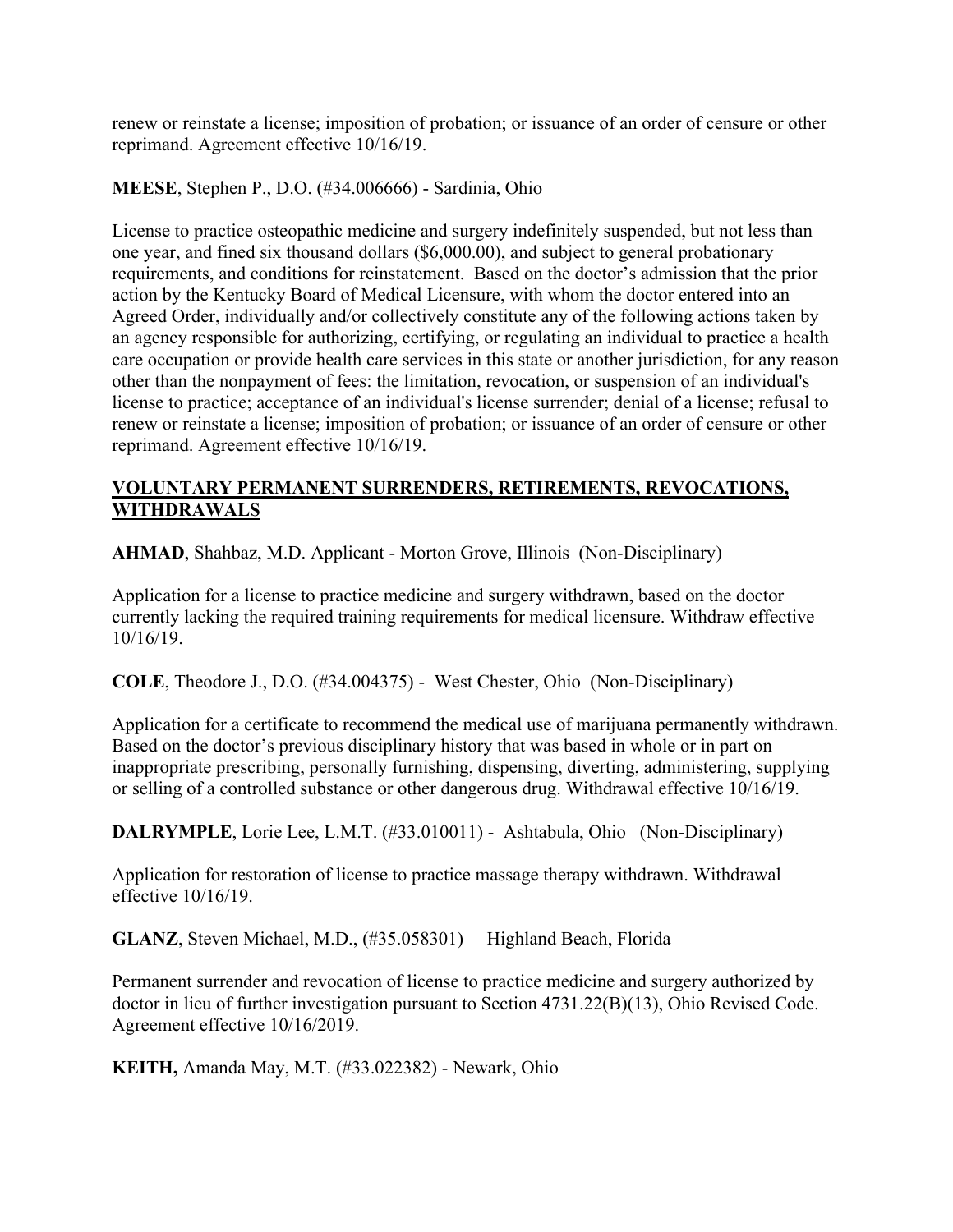renew or reinstate a license; imposition of probation; or issuance of an order of censure or other reprimand. Agreement effective 10/16/19.

**MEESE**, Stephen P., D.O. (#34.006666) - Sardinia, Ohio

License to practice osteopathic medicine and surgery indefinitely suspended, but not less than one year, and fined six thousand dollars ($6,000.00), and subject to general probationary requirements, and conditions for reinstatement. Based on the doctor's admission that the prior action by the Kentucky Board of Medical Licensure, with whom the doctor entered into an Agreed Order, individually and/or collectively constitute any of the following actions taken by an agency responsible for authorizing, certifying, or regulating an individual to practice a health care occupation or provide health care services in this state or another jurisdiction, for any reason other than the nonpayment of fees: the limitation, revocation, or suspension of an individual's license to practice; acceptance of an individual's license surrender; denial of a license; refusal to renew or reinstate a license; imposition of probation; or issuance of an order of censure or other reprimand. Agreement effective 10/16/19.

## VOLUNTARY PERMANENT SURRENDERS, RETIREMENTS, REVOCATIONS, WITHDRAWALS

**AHMAD**, Shahbaz, M.D. Applicant - Morton Grove, Illinois (Non-Disciplinary)

Application for a license to practice medicine and surgery withdrawn, based on the doctor currently lacking the required training requirements for medical licensure. Withdraw effective 10/16/19.

**COLE**, Theodore J., D.O. (#34.004375) - West Chester, Ohio (Non-Disciplinary)

Application for a certificate to recommend the medical use of marijuana permanently withdrawn. Based on the doctor's previous disciplinary history that was based in whole or in part on inappropriate prescribing, personally furnishing, dispensing, diverting, administering, supplying or selling of a controlled substance or other dangerous drug. Withdrawal effective 10/16/19.

**DALRYMPLE**, Lorie Lee, L.M.T. (#33.010011) - Ashtabula, Ohio (Non-Disciplinary)

Application for restoration of license to practice massage therapy withdrawn. Withdrawal effective 10/16/19.

**GLANZ**, Steven Michael, M.D., (#35.058301) – Highland Beach, Florida

Permanent surrender and revocation of license to practice medicine and surgery authorized by doctor in lieu of further investigation pursuant to Section 4731.22(B)(13), Ohio Revised Code. Agreement effective 10/16/2019.

**KEITH,** Amanda May, M.T. (#33.022382) - Newark, Ohio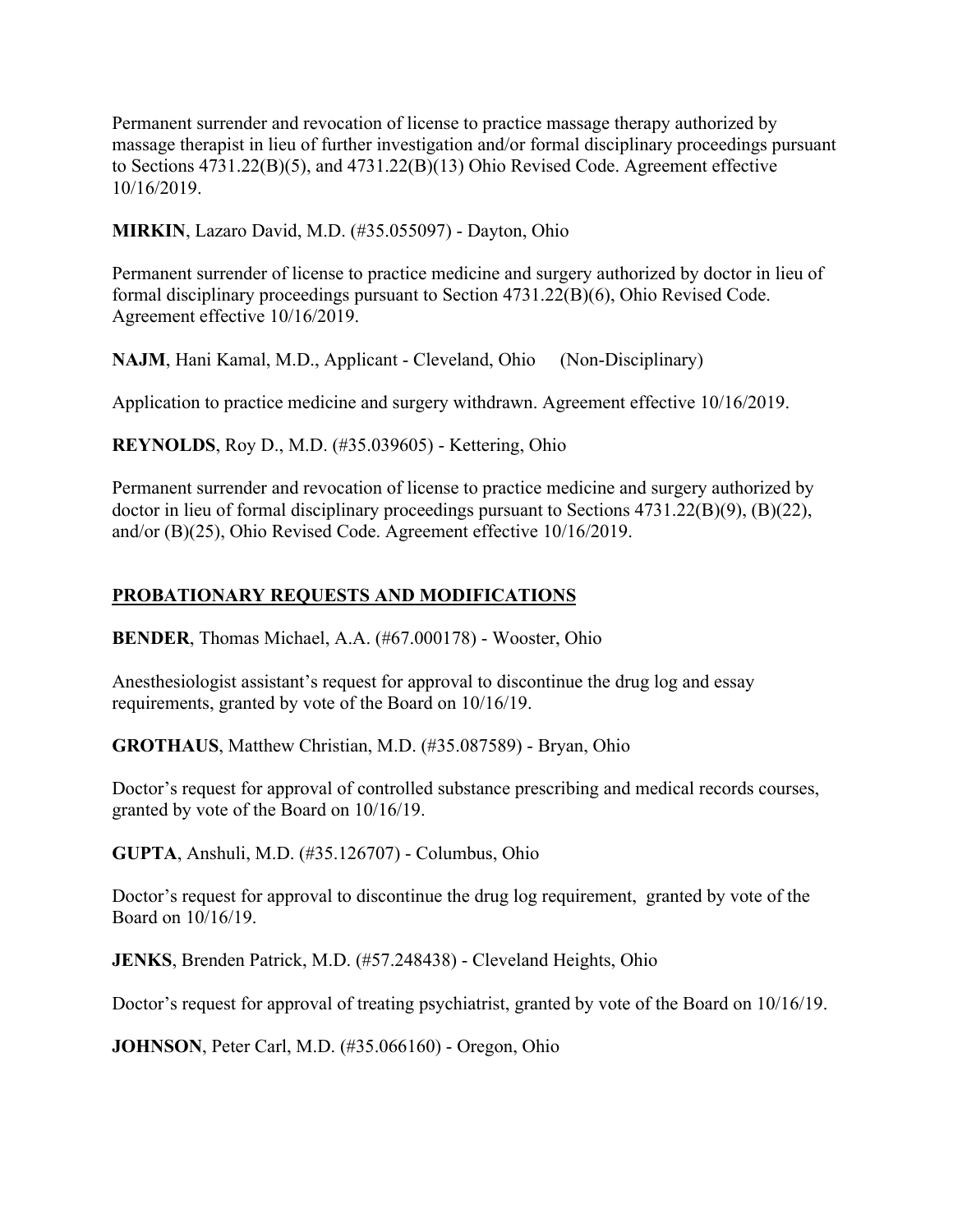Permanent surrender and revocation of license to practice massage therapy authorized by massage therapist in lieu of further investigation and/or formal disciplinary proceedings pursuant to Sections 4731.22(B)(5), and 4731.22(B)(13) Ohio Revised Code. Agreement effective 10/16/2019.

**MIRKIN**, Lazaro David, M.D. (#35.055097) - Dayton, Ohio

Permanent surrender of license to practice medicine and surgery authorized by doctor in lieu of formal disciplinary proceedings pursuant to Section 4731.22(B)(6), Ohio Revised Code. Agreement effective 10/16/2019.

**NAJM**, Hani Kamal, M.D., Applicant - Cleveland, Ohio (Non-Disciplinary)

Application to practice medicine and surgery withdrawn. Agreement effective 10/16/2019.

**REYNOLDS**, Roy D., M.D. (#35.039605) - Kettering, Ohio

Permanent surrender and revocation of license to practice medicine and surgery authorized by doctor in lieu of formal disciplinary proceedings pursuant to Sections 4731.22(B)(9), (B)(22), and/or (B)(25), Ohio Revised Code. Agreement effective 10/16/2019.

## PROBATIONARY REQUESTS AND MODIFICATIONS

**BENDER**, Thomas Michael, A.A. (#67.000178) - Wooster, Ohio

Anesthesiologist assistant's request for approval to discontinue the drug log and essay requirements, granted by vote of the Board on 10/16/19.

**GROTHAUS**, Matthew Christian, M.D. (#35.087589) - Bryan, Ohio

Doctor's request for approval of controlled substance prescribing and medical records courses, granted by vote of the Board on 10/16/19.

**GUPTA**, Anshuli, M.D. (#35.126707) - Columbus, Ohio

Doctor's request for approval to discontinue the drug log requirement, granted by vote of the Board on 10/16/19.

**JENKS**, Brenden Patrick, M.D. (#57.248438) - Cleveland Heights, Ohio

Doctor's request for approval of treating psychiatrist, granted by vote of the Board on 10/16/19.

**JOHNSON**, Peter Carl, M.D. (#35.066160) - Oregon, Ohio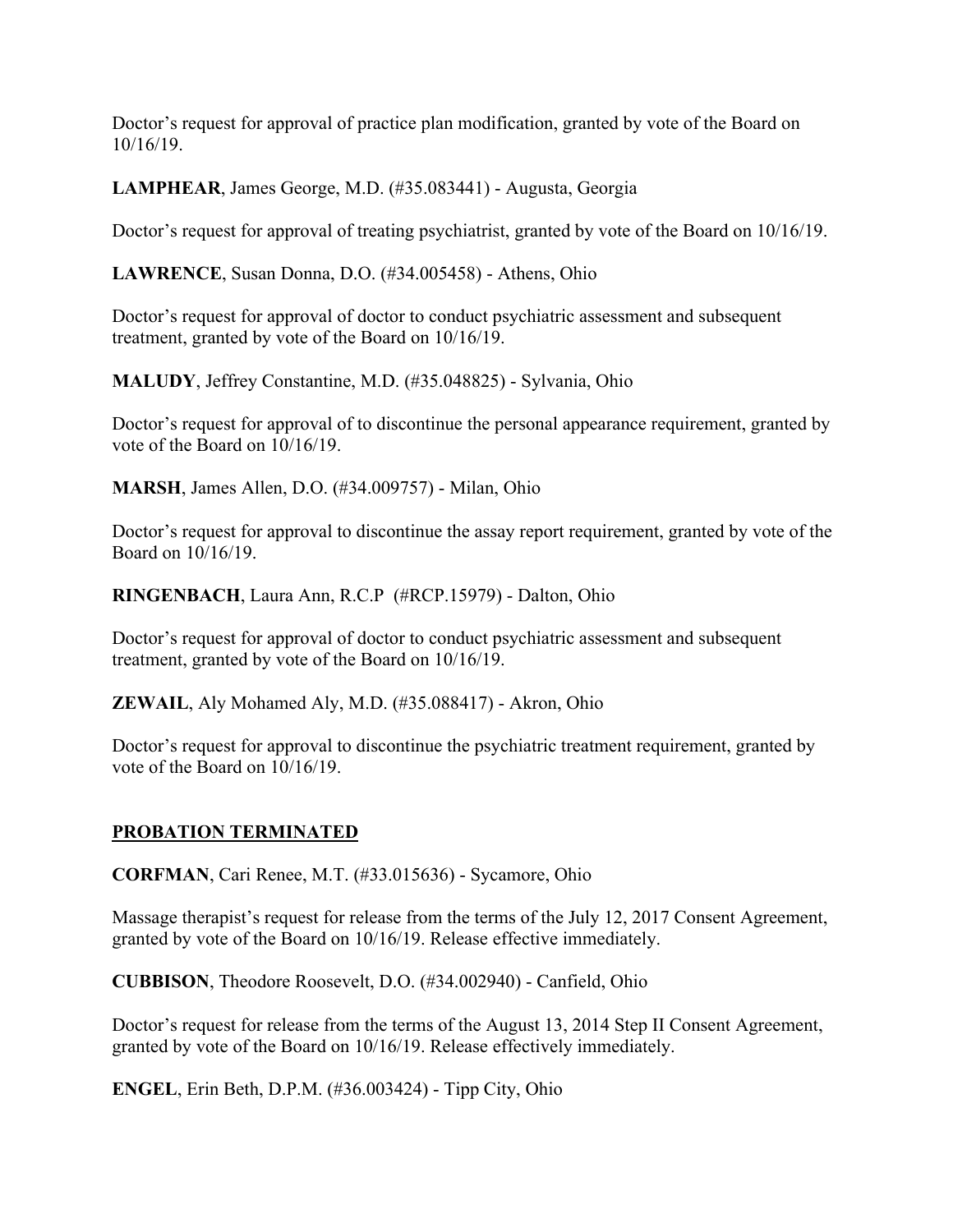Doctor's request for approval of practice plan modification, granted by vote of the Board on 10/16/19.

**LAMPHEAR**, James George, M.D. (#35.083441) - Augusta, Georgia

Doctor's request for approval of treating psychiatrist, granted by vote of the Board on 10/16/19.

**LAWRENCE**, Susan Donna, D.O. (#34.005458) - Athens, Ohio

Doctor's request for approval of doctor to conduct psychiatric assessment and subsequent treatment, granted by vote of the Board on 10/16/19.

**MALUDY**, Jeffrey Constantine, M.D. (#35.048825) - Sylvania, Ohio

Doctor's request for approval of to discontinue the personal appearance requirement, granted by vote of the Board on 10/16/19.

**MARSH**, James Allen, D.O. (#34.009757) - Milan, Ohio

Doctor's request for approval to discontinue the assay report requirement, granted by vote of the Board on 10/16/19.

**RINGENBACH**, Laura Ann, R.C.P (#RCP.15979) - Dalton, Ohio

Doctor's request for approval of doctor to conduct psychiatric assessment and subsequent treatment, granted by vote of the Board on 10/16/19.

**ZEWAIL**, Aly Mohamed Aly, M.D. (#35.088417) - Akron, Ohio

Doctor's request for approval to discontinue the psychiatric treatment requirement, granted by vote of the Board on 10/16/19.

## PROBATION TERMINATED

**CORFMAN**, Cari Renee, M.T. (#33.015636) - Sycamore, Ohio

Massage therapist's request for release from the terms of the July 12, 2017 Consent Agreement, granted by vote of the Board on 10/16/19. Release effective immediately.

**CUBBISON**, Theodore Roosevelt, D.O. (#34.002940) - Canfield, Ohio

Doctor's request for release from the terms of the August 13, 2014 Step II Consent Agreement, granted by vote of the Board on 10/16/19. Release effectively immediately.

**ENGEL**, Erin Beth, D.P.M. (#36.003424) - Tipp City, Ohio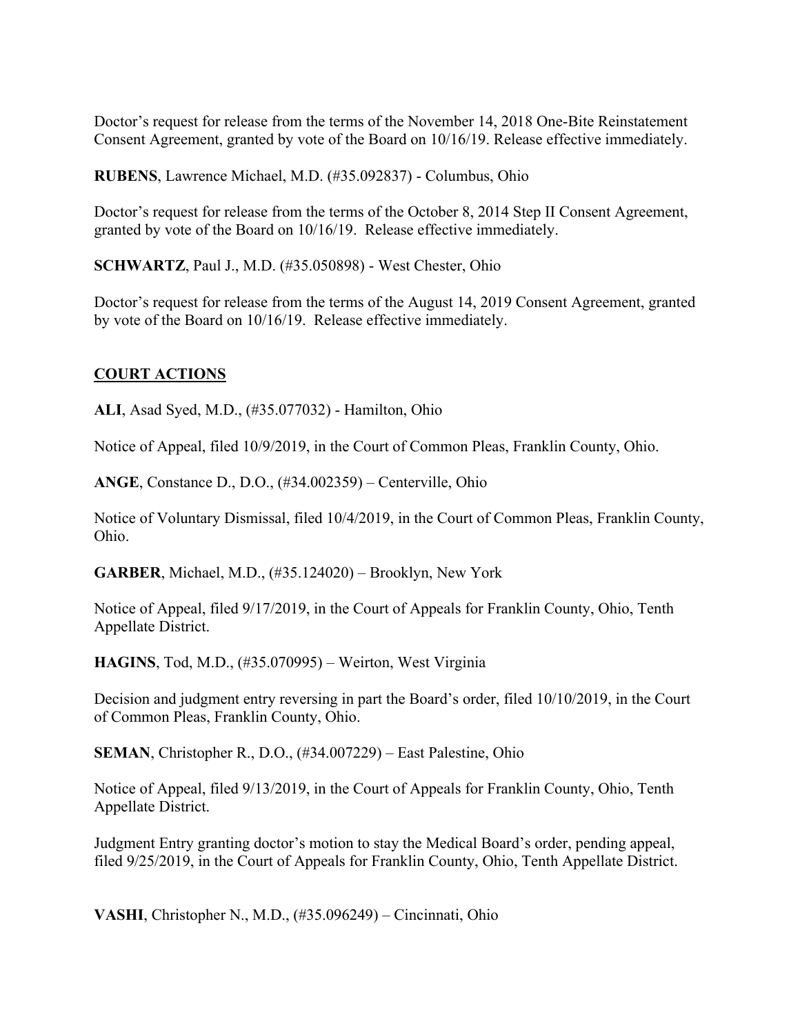Doctor's request for release from the terms of the November 14, 2018 One-Bite Reinstatement Consent Agreement, granted by vote of the Board on 10/16/19. Release effective immediately.

**RUBENS**, Lawrence Michael, M.D. (#35.092837) - Columbus, Ohio

Doctor's request for release from the terms of the October 8, 2014 Step II Consent Agreement, granted by vote of the Board on 10/16/19. Release effective immediately.

**SCHWARTZ**, Paul J., M.D. (#35.050898) - West Chester, Ohio

Doctor's request for release from the terms of the August 14, 2019 Consent Agreement, granted by vote of the Board on 10/16/19. Release effective immediately.

## COURT ACTIONS

**ALI**, Asad Syed, M.D., (#35.077032) - Hamilton, Ohio

Notice of Appeal, filed 10/9/2019, in the Court of Common Pleas, Franklin County, Ohio.

**ANGE**, Constance D., D.O., (#34.002359) – Centerville, Ohio

Notice of Voluntary Dismissal, filed 10/4/2019, in the Court of Common Pleas, Franklin County, Ohio.

**GARBER**, Michael, M.D., (#35.124020) – Brooklyn, New York

Notice of Appeal, filed 9/17/2019, in the Court of Appeals for Franklin County, Ohio, Tenth Appellate District.

**HAGINS**, Tod, M.D., (#35.070995) – Weirton, West Virginia

Decision and judgment entry reversing in part the Board's order, filed 10/10/2019, in the Court of Common Pleas, Franklin County, Ohio.

**SEMAN**, Christopher R., D.O., (#34.007229) – East Palestine, Ohio

Notice of Appeal, filed 9/13/2019, in the Court of Appeals for Franklin County, Ohio, Tenth Appellate District.

Judgment Entry granting doctor's motion to stay the Medical Board's order, pending appeal, filed 9/25/2019, in the Court of Appeals for Franklin County, Ohio, Tenth Appellate District.

**VASHI**, Christopher N., M.D., (#35.096249) – Cincinnati, Ohio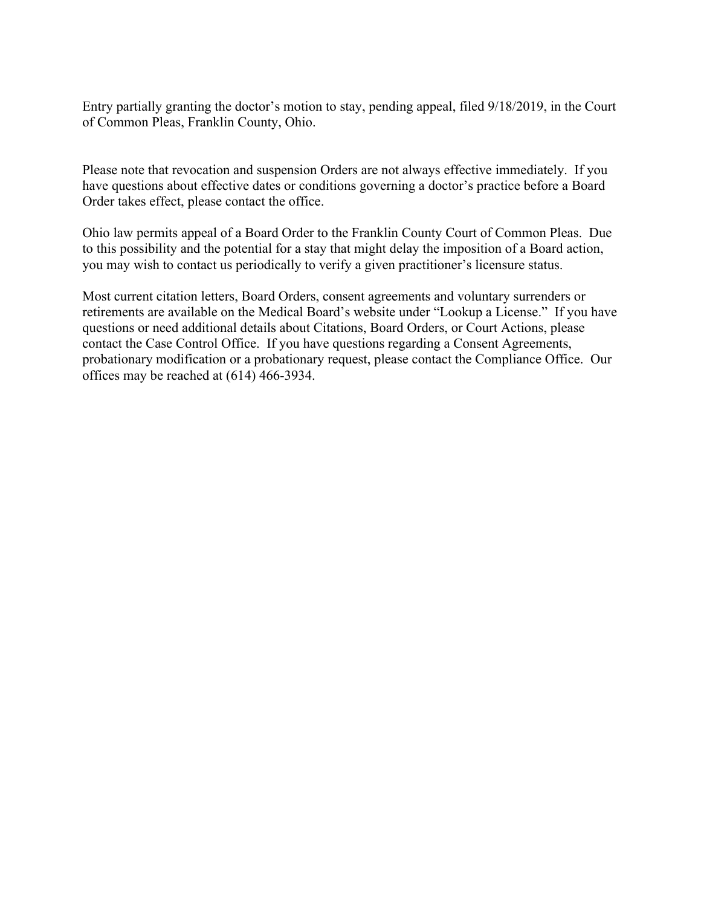Entry partially granting the doctor's motion to stay, pending appeal, filed 9/18/2019, in the Court of Common Pleas, Franklin County, Ohio.

Please note that revocation and suspension Orders are not always effective immediately. If you have questions about effective dates or conditions governing a doctor's practice before a Board Order takes effect, please contact the office.

Ohio law permits appeal of a Board Order to the Franklin County Court of Common Pleas. Due to this possibility and the potential for a stay that might delay the imposition of a Board action, you may wish to contact us periodically to verify a given practitioner's licensure status.

Most current citation letters, Board Orders, consent agreements and voluntary surrenders or retirements are available on the Medical Board's website under "Lookup a License." If you have questions or need additional details about Citations, Board Orders, or Court Actions, please contact the Case Control Office. If you have questions regarding a Consent Agreements, probationary modification or a probationary request, please contact the Compliance Office. Our offices may be reached at (614) 466-3934.